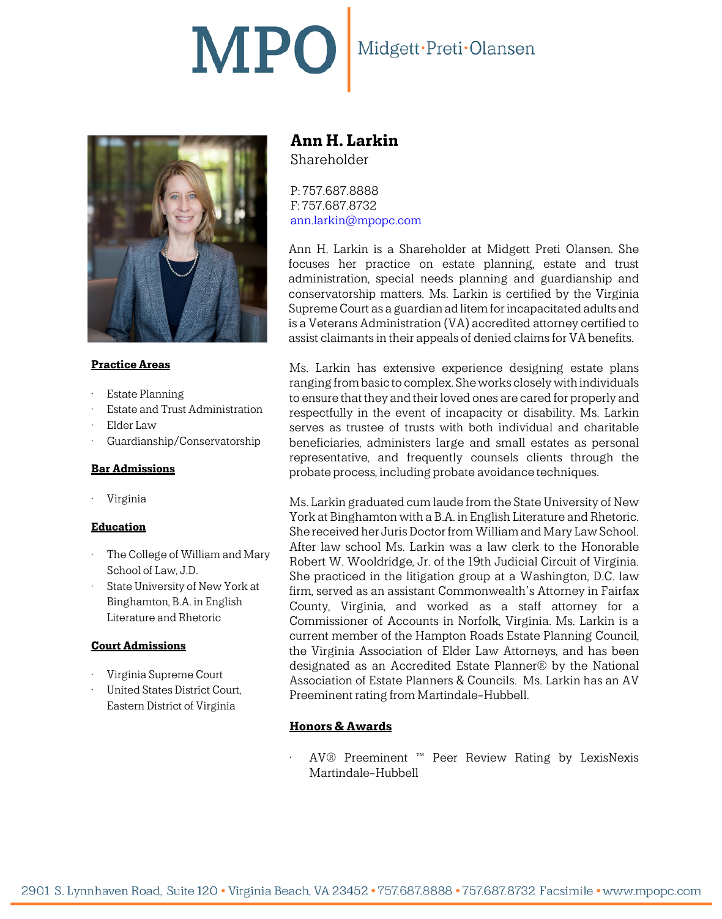MPO | Midgett·Preti·Olansen

# Ann H. Larkin

Shareholder

P: 757.687.8888
F: 757.687.8732
ann.larkin@mpopc.com

Ann H. Larkin is a Shareholder at Midgett Preti Olansen. She focuses her practice on estate planning, estate and trust administration, special needs planning and guardianship and conservatorship matters. Ms. Larkin is certified by the Virginia Supreme Court as a guardian ad litem for incapacitated adults and is a Veterans Administration (VA) accredited attorney certified to assist claimants in their appeals of denied claims for VA benefits.

Ms. Larkin has extensive experience designing estate plans ranging from basic to complex. She works closely with individuals to ensure that they and their loved ones are cared for properly and respectfully in the event of incapacity or disability. Ms. Larkin serves as trustee of trusts with both individual and charitable beneficiaries, administers large and small estates as personal representative, and frequently counsels clients through the probate process, including probate avoidance techniques.

Ms. Larkin graduated cum laude from the State University of New York at Binghamton with a B.A. in English Literature and Rhetoric. She received her Juris Doctor from William and Mary Law School. After law school Ms. Larkin was a law clerk to the Honorable Robert W. Wooldridge, Jr. of the 19th Judicial Circuit of Virginia. She practiced in the litigation group at a Washington, D.C. law firm, served as an assistant Commonwealth's Attorney in Fairfax County, Virginia, and worked as a staff attorney for a Commissioner of Accounts in Norfolk, Virginia. Ms. Larkin is a current member of the Hampton Roads Estate Planning Council, the Virginia Association of Elder Law Attorneys, and has been designated as an Accredited Estate Planner® by the National Association of Estate Planners & Councils. Ms. Larkin has an AV Preeminent rating from Martindale-Hubbell.

## Practice Areas

- Estate Planning
- Estate and Trust Administration
- Elder Law
- Guardianship/Conservatorship

## Bar Admissions

- Virginia

## Education

- The College of William and Mary School of Law, J.D.
- State University of New York at Binghamton, B.A. in English Literature and Rhetoric

## Court Admissions

- Virginia Supreme Court
- United States District Court, Eastern District of Virginia

## Honors & Awards

- AV® Preeminent ™ Peer Review Rating by LexisNexis Martindale-Hubbell

2901 S. Lynnhaven Road, Suite 120 • Virginia Beach, VA 23452 • 757.687.8888 • 757.687.8732 Facsimile • www.mpopc.com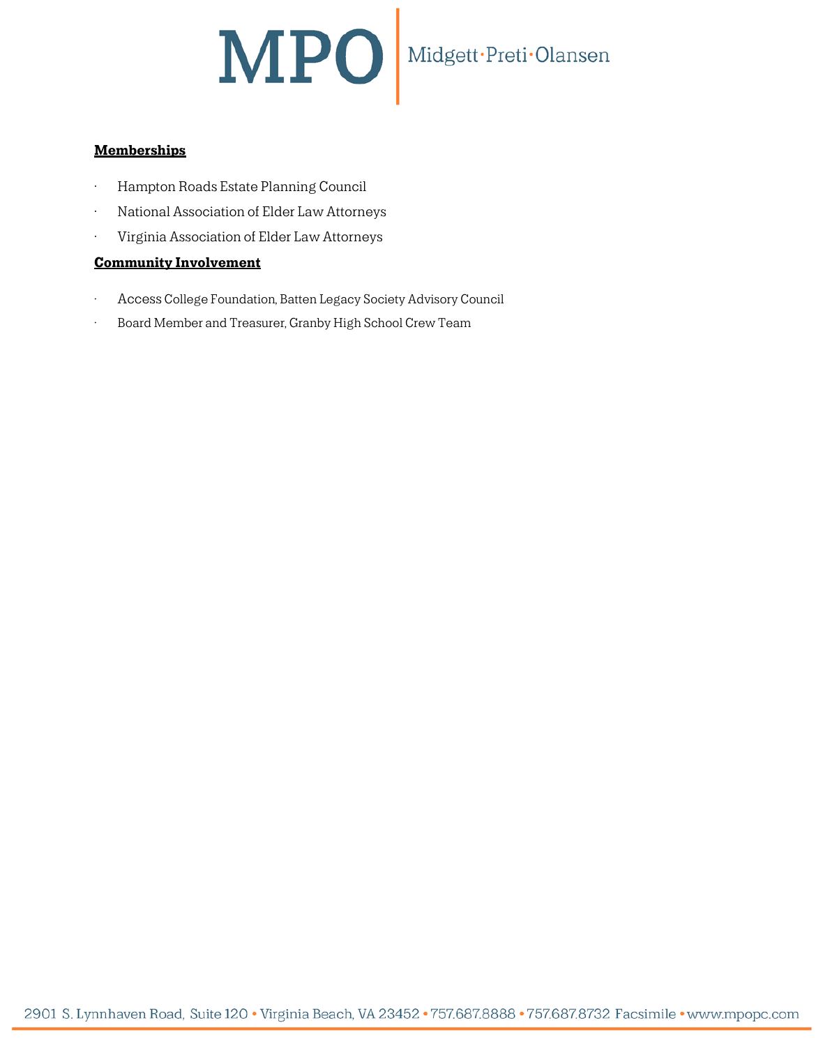**Memberships**

- Hampton Roads Estate Planning Council
- National Association of Elder Law Attorneys
- Virginia Association of Elder Law Attorneys

**Community Involvement**

- Access College Foundation, Batten Legacy Society Advisory Council
- Board Member and Treasurer, Granby High School Crew Team